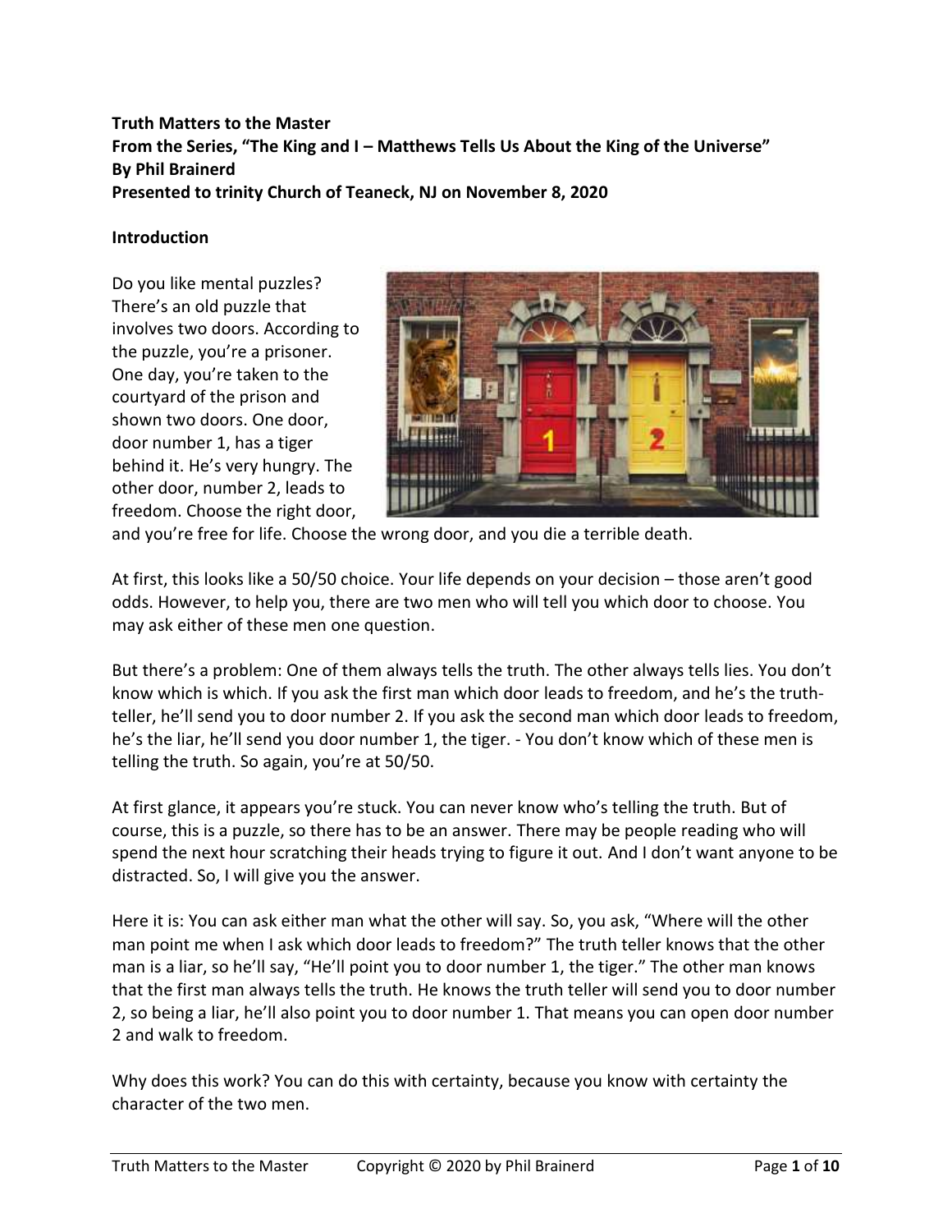**Truth Matters to the Master**
**From the Series, "The King and I – Matthews Tells Us About the King of the Universe"**
**By Phil Brainerd**
**Presented to trinity Church of Teaneck, NJ on November 8, 2020**

**Introduction**

Do you like mental puzzles? There's an old puzzle that involves two doors. According to the puzzle, you're a prisoner. One day, you're taken to the courtyard of the prison and shown two doors. One door, door number 1, has a tiger behind it. He's very hungry. The other door, number 2, leads to freedom. Choose the right door, and you're free for life. Choose the wrong door, and you die a terrible death.

At first, this looks like a 50/50 choice. Your life depends on your decision – those aren't good odds. However, to help you, there are two men who will tell you which door to choose. You may ask either of these men one question.

But there's a problem: One of them always tells the truth. The other always tells lies. You don't know which is which. If you ask the first man which door leads to freedom, and he's the truth-teller, he'll send you to door number 2. If you ask the second man which door leads to freedom, he's the liar, he'll send you door number 1, the tiger. - You don't know which of these men is telling the truth. So again, you're at 50/50.

At first glance, it appears you're stuck. You can never know who's telling the truth. But of course, this is a puzzle, so there has to be an answer. There may be people reading who will spend the next hour scratching their heads trying to figure it out. And I don't want anyone to be distracted. So, I will give you the answer.

Here it is: You can ask either man what the other will say. So, you ask, "Where will the other man point me when I ask which door leads to freedom?" The truth teller knows that the other man is a liar, so he'll say, "He'll point you to door number 1, the tiger." The other man knows that the first man always tells the truth. He knows the truth teller will send you to door number 2, so being a liar, he'll also point you to door number 1. That means you can open door number 2 and walk to freedom.

Why does this work? You can do this with certainty, because you know with certainty the character of the two men.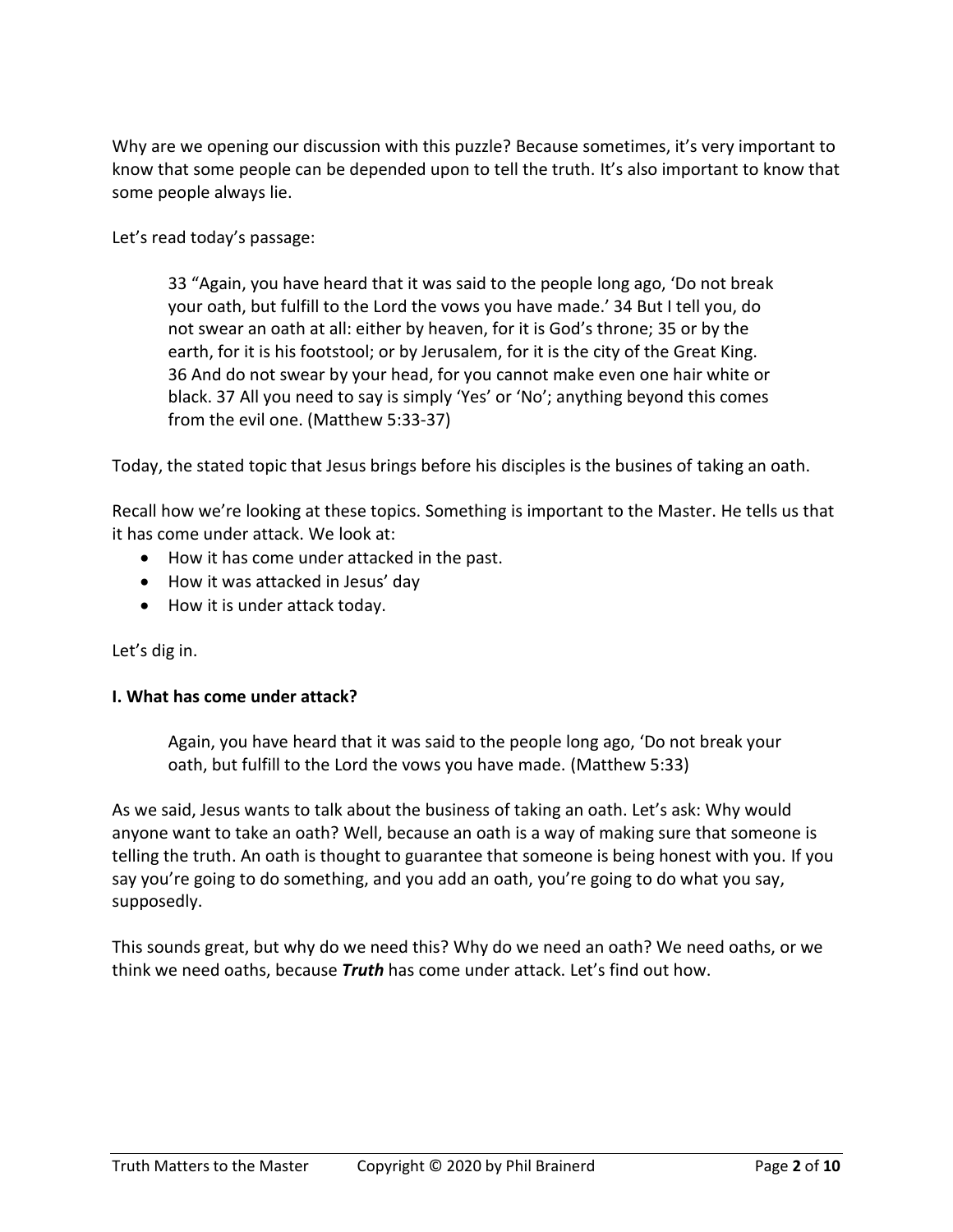Why are we opening our discussion with this puzzle? Because sometimes, it's very important to know that some people can be depended upon to tell the truth. It's also important to know that some people always lie.

Let's read today's passage:

> 33 "Again, you have heard that it was said to the people long ago, 'Do not break your oath, but fulfill to the Lord the vows you have made.' 34 But I tell you, do not swear an oath at all: either by heaven, for it is God's throne; 35 or by the earth, for it is his footstool; or by Jerusalem, for it is the city of the Great King. 36 And do not swear by your head, for you cannot make even one hair white or black. 37 All you need to say is simply 'Yes' or 'No'; anything beyond this comes from the evil one. (Matthew 5:33-37)

Today, the stated topic that Jesus brings before his disciples is the busines of taking an oath.

Recall how we're looking at these topics. Something is important to the Master. He tells us that it has come under attack. We look at:

- How it has come under attacked in the past.
- How it was attacked in Jesus' day
- How it is under attack today.

Let's dig in.

**I. What has come under attack?**

> Again, you have heard that it was said to the people long ago, 'Do not break your oath, but fulfill to the Lord the vows you have made. (Matthew 5:33)

As we said, Jesus wants to talk about the business of taking an oath. Let's ask: Why would anyone want to take an oath? Well, because an oath is a way of making sure that someone is telling the truth. An oath is thought to guarantee that someone is being honest with you. If you say you're going to do something, and you add an oath, you're going to do what you say, supposedly.

This sounds great, but why do we need this? Why do we need an oath? We need oaths, or we think we need oaths, because ***Truth*** has come under attack. Let's find out how.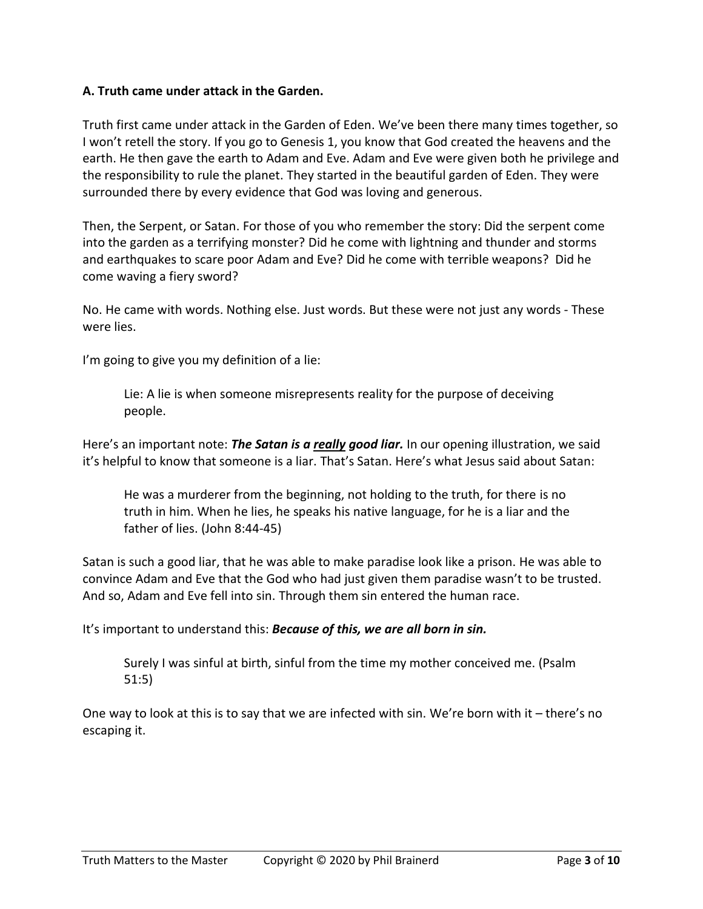**A. Truth came under attack in the Garden.**

Truth first came under attack in the Garden of Eden. We've been there many times together, so I won't retell the story. If you go to Genesis 1, you know that God created the heavens and the earth. He then gave the earth to Adam and Eve. Adam and Eve were given both he privilege and the responsibility to rule the planet. They started in the beautiful garden of Eden. They were surrounded there by every evidence that God was loving and generous.

Then, the Serpent, or Satan. For those of you who remember the story: Did the serpent come into the garden as a terrifying monster? Did he come with lightning and thunder and storms and earthquakes to scare poor Adam and Eve? Did he come with terrible weapons? Did he come waving a fiery sword?

No. He came with words. Nothing else. Just words. But these were not just any words - These were lies.

I'm going to give you my definition of a lie:

> Lie: A lie is when someone misrepresents reality for the purpose of deceiving people.

Here's an important note: ***The Satan is a <u>really</u> good liar.*** In our opening illustration, we said it's helpful to know that someone is a liar. That's Satan. Here's what Jesus said about Satan:

> He was a murderer from the beginning, not holding to the truth, for there is no truth in him. When he lies, he speaks his native language, for he is a liar and the father of lies. (John 8:44-45)

Satan is such a good liar, that he was able to make paradise look like a prison. He was able to convince Adam and Eve that the God who had just given them paradise wasn't to be trusted. And so, Adam and Eve fell into sin. Through them sin entered the human race.

It's important to understand this: ***Because of this, we are all born in sin.***

> Surely I was sinful at birth, sinful from the time my mother conceived me. (Psalm 51:5)

One way to look at this is to say that we are infected with sin. We're born with it – there's no escaping it.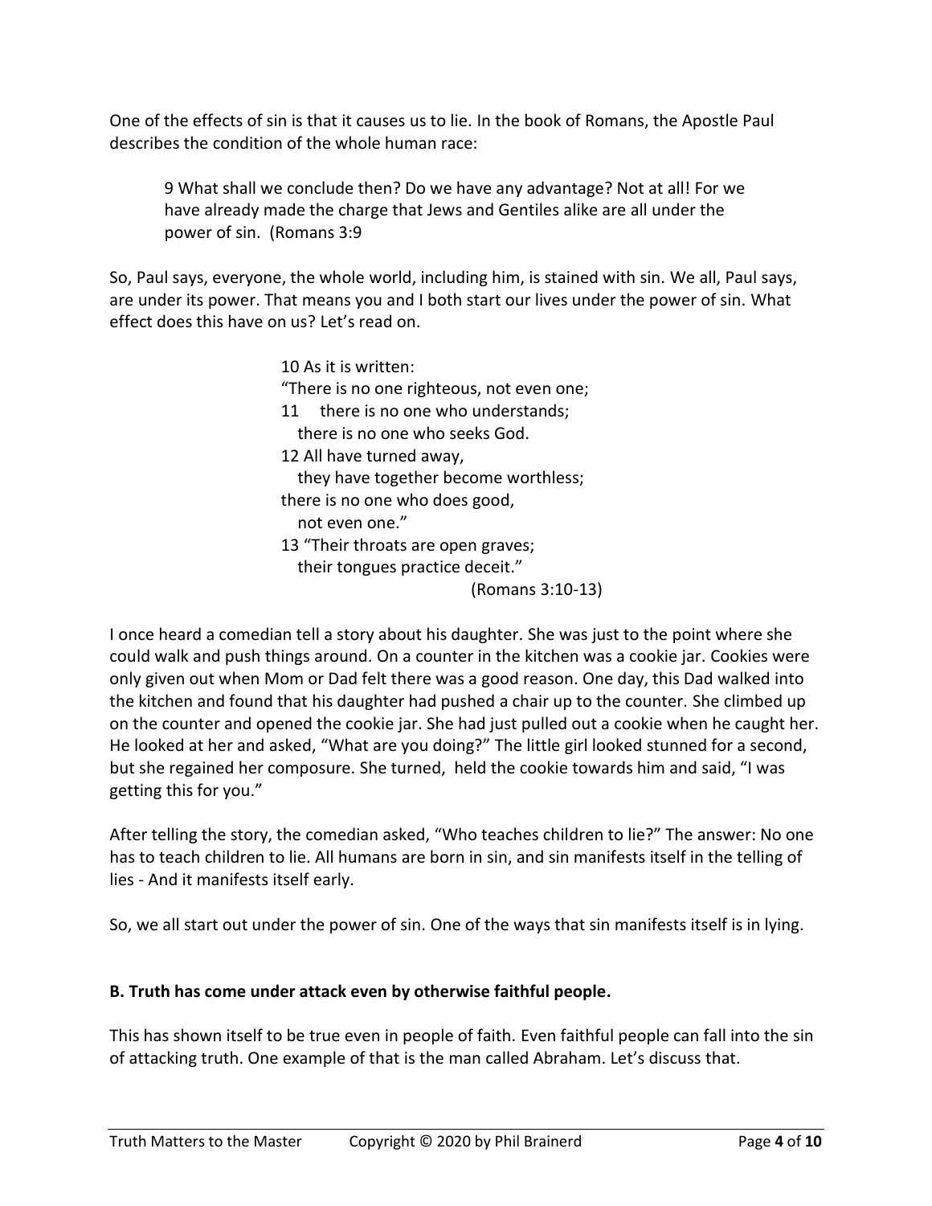One of the effects of sin is that it causes us to lie. In the book of Romans, the Apostle Paul describes the condition of the whole human race:

> 9 What shall we conclude then? Do we have any advantage? Not at all! For we have already made the charge that Jews and Gentiles alike are all under the power of sin. (Romans 3:9

So, Paul says, everyone, the whole world, including him, is stained with sin. We all, Paul says, are under its power. That means you and I both start our lives under the power of sin. What effect does this have on us? Let's read on.

> 10 As it is written:
> "There is no one righteous, not even one;
> 11 there is no one who understands;
> there is no one who seeks God.
> 12 All have turned away,
> they have together become worthless;
> there is no one who does good,
> not even one."
> 13 "Their throats are open graves;
> their tongues practice deceit."
> (Romans 3:10-13)

I once heard a comedian tell a story about his daughter. She was just to the point where she could walk and push things around. On a counter in the kitchen was a cookie jar. Cookies were only given out when Mom or Dad felt there was a good reason. One day, this Dad walked into the kitchen and found that his daughter had pushed a chair up to the counter. She climbed up on the counter and opened the cookie jar. She had just pulled out a cookie when he caught her. He looked at her and asked, "What are you doing?" The little girl looked stunned for a second, but she regained her composure. She turned, held the cookie towards him and said, "I was getting this for you."

After telling the story, the comedian asked, "Who teaches children to lie?" The answer: No one has to teach children to lie. All humans are born in sin, and sin manifests itself in the telling of lies - And it manifests itself early.

So, we all start out under the power of sin. One of the ways that sin manifests itself is in lying.

**B. Truth has come under attack even by otherwise faithful people.**

This has shown itself to be true even in people of faith. Even faithful people can fall into the sin of attacking truth. One example of that is the man called Abraham. Let's discuss that.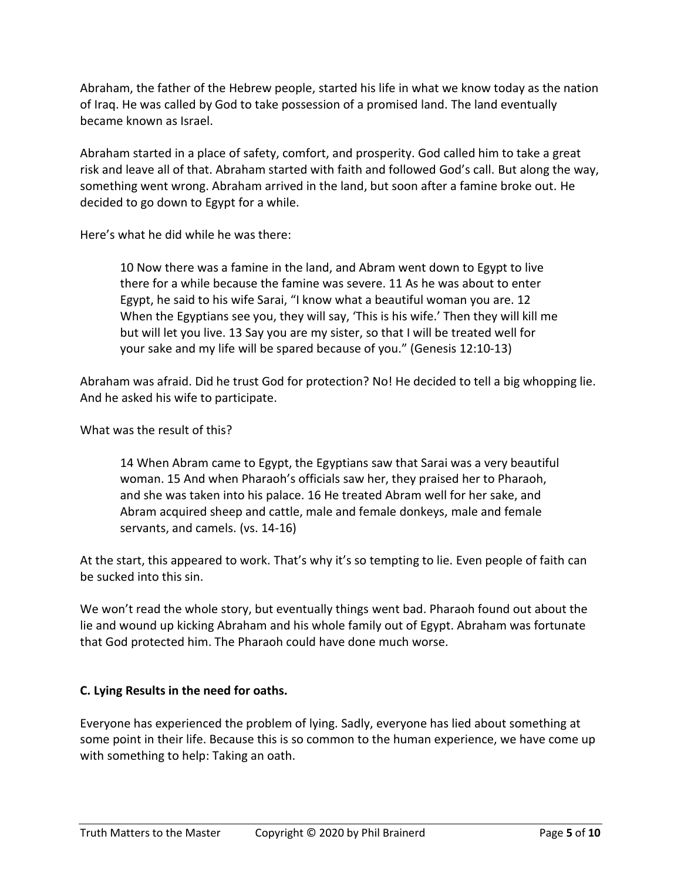Abraham, the father of the Hebrew people, started his life in what we know today as the nation of Iraq. He was called by God to take possession of a promised land. The land eventually became known as Israel.

Abraham started in a place of safety, comfort, and prosperity. God called him to take a great risk and leave all of that. Abraham started with faith and followed God's call. But along the way, something went wrong. Abraham arrived in the land, but soon after a famine broke out. He decided to go down to Egypt for a while.

Here's what he did while he was there:

> 10 Now there was a famine in the land, and Abram went down to Egypt to live there for a while because the famine was severe. 11 As he was about to enter Egypt, he said to his wife Sarai, "I know what a beautiful woman you are. 12 When the Egyptians see you, they will say, 'This is his wife.' Then they will kill me but will let you live. 13 Say you are my sister, so that I will be treated well for your sake and my life will be spared because of you." (Genesis 12:10-13)

Abraham was afraid. Did he trust God for protection? No! He decided to tell a big whopping lie. And he asked his wife to participate.

What was the result of this?

> 14 When Abram came to Egypt, the Egyptians saw that Sarai was a very beautiful woman. 15 And when Pharaoh's officials saw her, they praised her to Pharaoh, and she was taken into his palace. 16 He treated Abram well for her sake, and Abram acquired sheep and cattle, male and female donkeys, male and female servants, and camels. (vs. 14-16)

At the start, this appeared to work. That's why it's so tempting to lie. Even people of faith can be sucked into this sin.

We won't read the whole story, but eventually things went bad. Pharaoh found out about the lie and wound up kicking Abraham and his whole family out of Egypt. Abraham was fortunate that God protected him. The Pharaoh could have done much worse.

**C. Lying Results in the need for oaths.**

Everyone has experienced the problem of lying. Sadly, everyone has lied about something at some point in their life. Because this is so common to the human experience, we have come up with something to help: Taking an oath.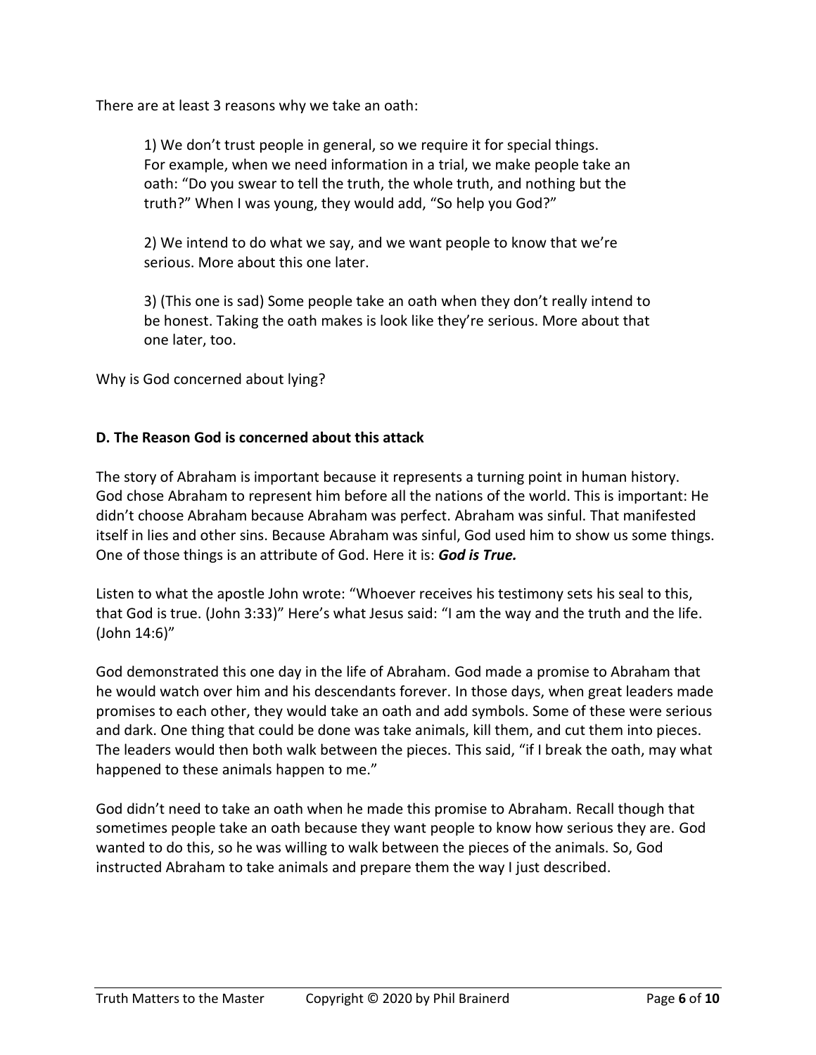There are at least 3 reasons why we take an oath:

> 1) We don't trust people in general, so we require it for special things. For example, when we need information in a trial, we make people take an oath: "Do you swear to tell the truth, the whole truth, and nothing but the truth?" When I was young, they would add, "So help you God?"
>
> 2) We intend to do what we say, and we want people to know that we're serious. More about this one later.
>
> 3) (This one is sad) Some people take an oath when they don't really intend to be honest. Taking the oath makes is look like they're serious. More about that one later, too.

Why is God concerned about lying?

**D. The Reason God is concerned about this attack**

The story of Abraham is important because it represents a turning point in human history. God chose Abraham to represent him before all the nations of the world. This is important: He didn't choose Abraham because Abraham was perfect. Abraham was sinful. That manifested itself in lies and other sins. Because Abraham was sinful, God used him to show us some things. One of those things is an attribute of God. Here it is: ***God is True.***

Listen to what the apostle John wrote: "Whoever receives his testimony sets his seal to this, that God is true. (John 3:33)" Here's what Jesus said: "I am the way and the truth and the life. (John 14:6)"

God demonstrated this one day in the life of Abraham. God made a promise to Abraham that he would watch over him and his descendants forever. In those days, when great leaders made promises to each other, they would take an oath and add symbols. Some of these were serious and dark. One thing that could be done was take animals, kill them, and cut them into pieces. The leaders would then both walk between the pieces. This said, "if I break the oath, may what happened to these animals happen to me."

God didn't need to take an oath when he made this promise to Abraham. Recall though that sometimes people take an oath because they want people to know how serious they are. God wanted to do this, so he was willing to walk between the pieces of the animals. So, God instructed Abraham to take animals and prepare them the way I just described.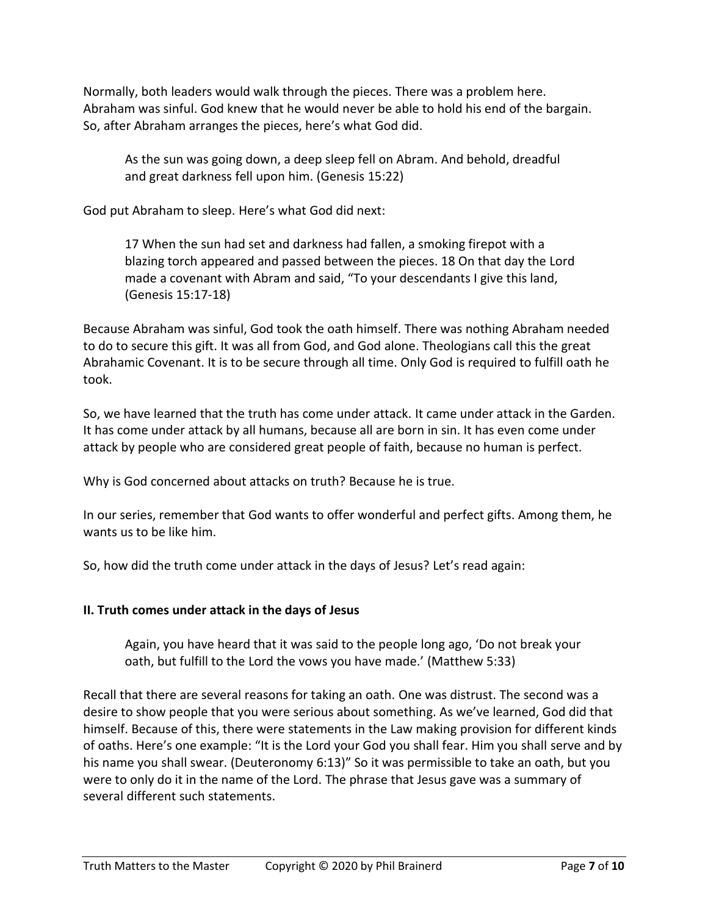Normally, both leaders would walk through the pieces. There was a problem here. Abraham was sinful. God knew that he would never be able to hold his end of the bargain. So, after Abraham arranges the pieces, here's what God did.

> As the sun was going down, a deep sleep fell on Abram. And behold, dreadful and great darkness fell upon him. (Genesis 15:22)

God put Abraham to sleep. Here's what God did next:

> 17 When the sun had set and darkness had fallen, a smoking firepot with a blazing torch appeared and passed between the pieces. 18 On that day the Lord made a covenant with Abram and said, "To your descendants I give this land, (Genesis 15:17-18)

Because Abraham was sinful, God took the oath himself. There was nothing Abraham needed to do to secure this gift. It was all from God, and God alone. Theologians call this the great Abrahamic Covenant. It is to be secure through all time. Only God is required to fulfill oath he took.

So, we have learned that the truth has come under attack. It came under attack in the Garden. It has come under attack by all humans, because all are born in sin. It has even come under attack by people who are considered great people of faith, because no human is perfect.

Why is God concerned about attacks on truth? Because he is true.

In our series, remember that God wants to offer wonderful and perfect gifts. Among them, he wants us to be like him.

So, how did the truth come under attack in the days of Jesus? Let's read again:

### II. Truth comes under attack in the days of Jesus

> Again, you have heard that it was said to the people long ago, 'Do not break your oath, but fulfill to the Lord the vows you have made.' (Matthew 5:33)

Recall that there are several reasons for taking an oath. One was distrust. The second was a desire to show people that you were serious about something. As we've learned, God did that himself. Because of this, there were statements in the Law making provision for different kinds of oaths. Here's one example: "It is the Lord your God you shall fear. Him you shall serve and by his name you shall swear. (Deuteronomy 6:13)" So it was permissible to take an oath, but you were to only do it in the name of the Lord. The phrase that Jesus gave was a summary of several different such statements.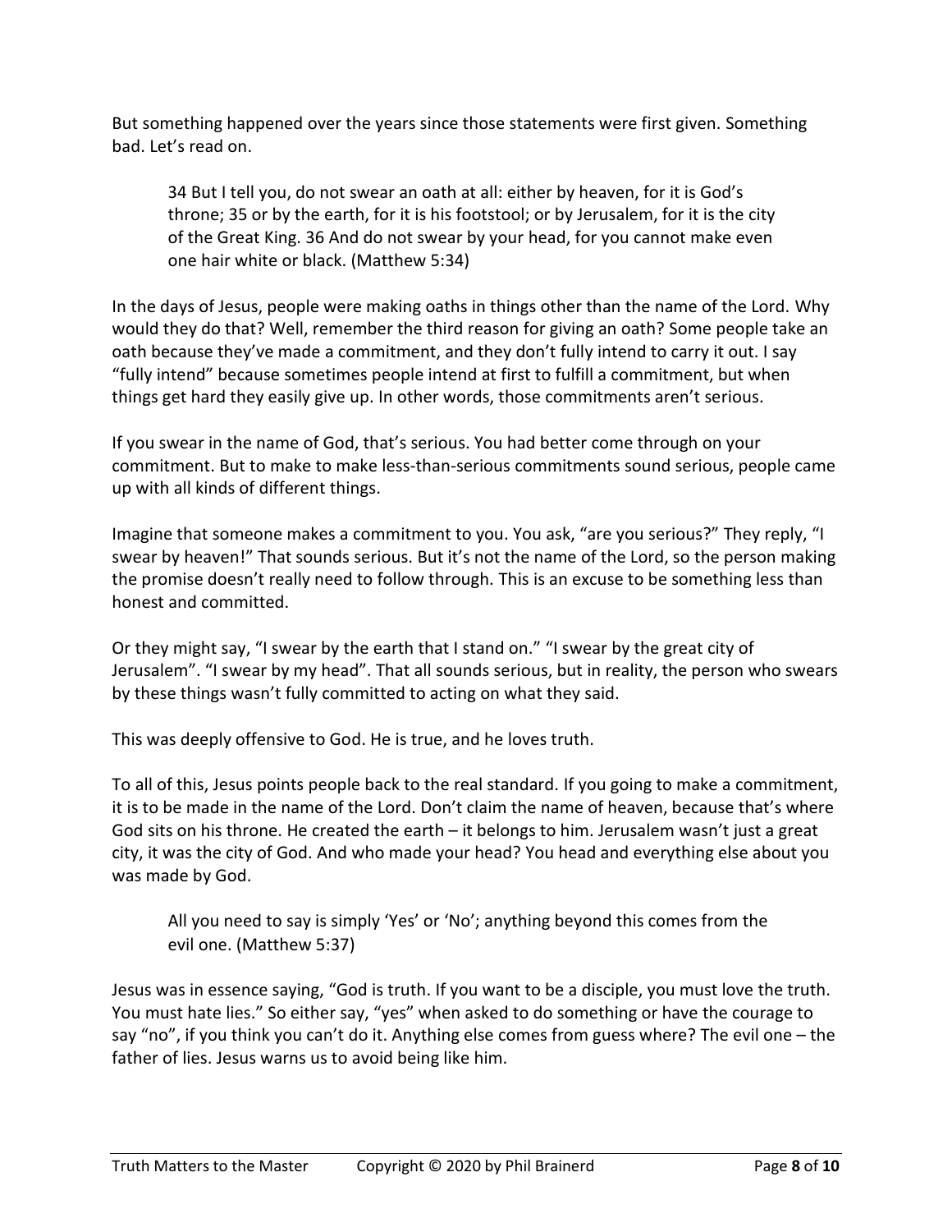But something happened over the years since those statements were first given. Something bad. Let's read on.

> 34 But I tell you, do not swear an oath at all: either by heaven, for it is God's throne; 35 or by the earth, for it is his footstool; or by Jerusalem, for it is the city of the Great King. 36 And do not swear by your head, for you cannot make even one hair white or black. (Matthew 5:34)

In the days of Jesus, people were making oaths in things other than the name of the Lord. Why would they do that? Well, remember the third reason for giving an oath? Some people take an oath because they've made a commitment, and they don't fully intend to carry it out. I say "fully intend" because sometimes people intend at first to fulfill a commitment, but when things get hard they easily give up. In other words, those commitments aren't serious.

If you swear in the name of God, that's serious. You had better come through on your commitment. But to make to make less-than-serious commitments sound serious, people came up with all kinds of different things.

Imagine that someone makes a commitment to you. You ask, "are you serious?" They reply, "I swear by heaven!" That sounds serious. But it's not the name of the Lord, so the person making the promise doesn't really need to follow through. This is an excuse to be something less than honest and committed.

Or they might say, "I swear by the earth that I stand on." "I swear by the great city of Jerusalem". "I swear by my head". That all sounds serious, but in reality, the person who swears by these things wasn't fully committed to acting on what they said.

This was deeply offensive to God. He is true, and he loves truth.

To all of this, Jesus points people back to the real standard. If you going to make a commitment, it is to be made in the name of the Lord. Don't claim the name of heaven, because that's where God sits on his throne. He created the earth – it belongs to him. Jerusalem wasn't just a great city, it was the city of God. And who made your head? You head and everything else about you was made by God.

> All you need to say is simply 'Yes' or 'No'; anything beyond this comes from the evil one. (Matthew 5:37)

Jesus was in essence saying, "God is truth. If you want to be a disciple, you must love the truth. You must hate lies." So either say, "yes" when asked to do something or have the courage to say "no", if you think you can't do it. Anything else comes from guess where? The evil one – the father of lies. Jesus warns us to avoid being like him.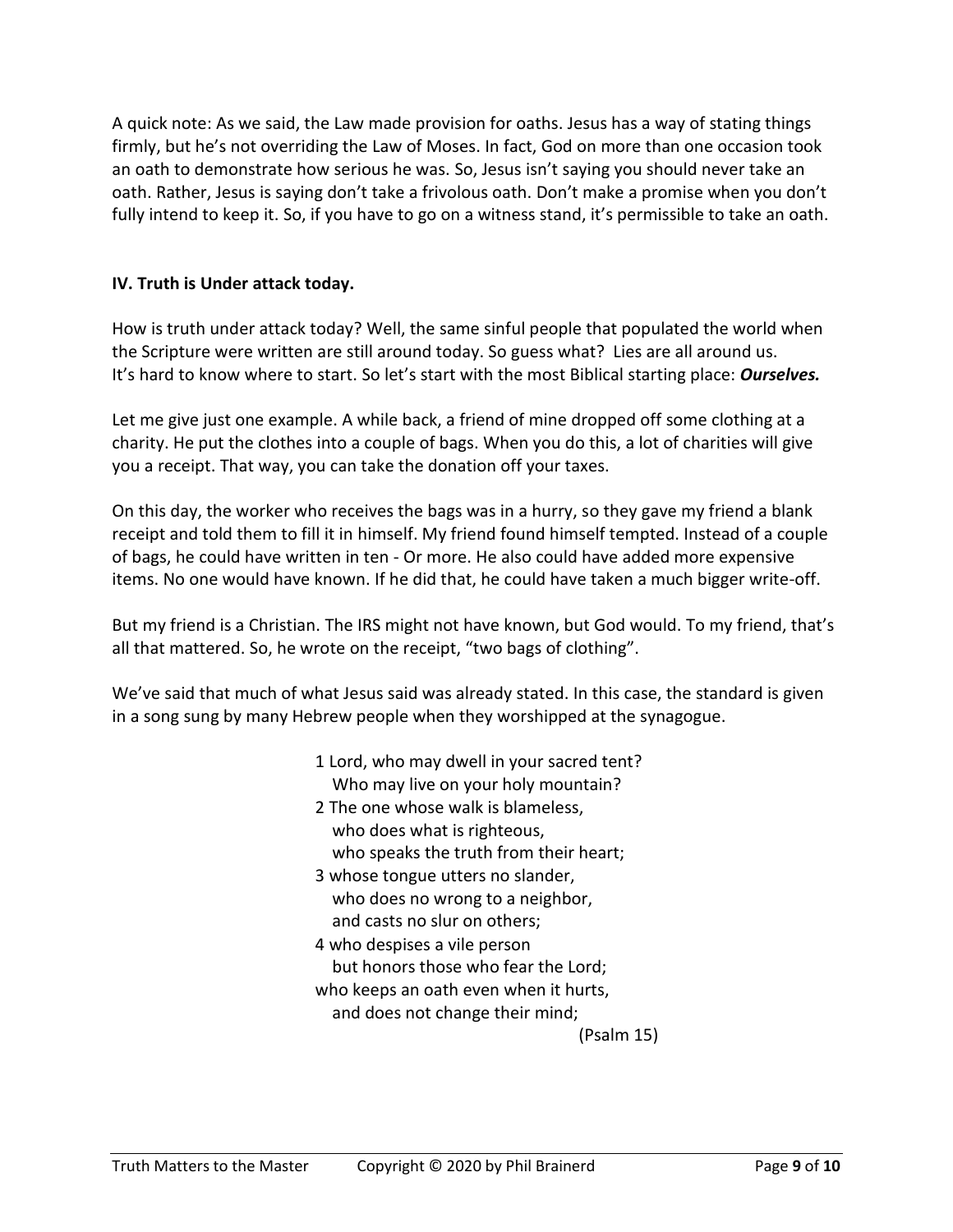A quick note: As we said, the Law made provision for oaths. Jesus has a way of stating things firmly, but he's not overriding the Law of Moses. In fact, God on more than one occasion took an oath to demonstrate how serious he was. So, Jesus isn't saying you should never take an oath. Rather, Jesus is saying don't take a frivolous oath. Don't make a promise when you don't fully intend to keep it. So, if you have to go on a witness stand, it's permissible to take an oath.

**IV. Truth is Under attack today.**

How is truth under attack today? Well, the same sinful people that populated the world when the Scripture were written are still around today. So guess what? Lies are all around us. It's hard to know where to start. So let's start with the most Biblical starting place: ***Ourselves.***

Let me give just one example. A while back, a friend of mine dropped off some clothing at a charity. He put the clothes into a couple of bags. When you do this, a lot of charities will give you a receipt. That way, you can take the donation off your taxes.

On this day, the worker who receives the bags was in a hurry, so they gave my friend a blank receipt and told them to fill it in himself. My friend found himself tempted. Instead of a couple of bags, he could have written in ten - Or more. He also could have added more expensive items. No one would have known. If he did that, he could have taken a much bigger write-off.

But my friend is a Christian. The IRS might not have known, but God would. To my friend, that's all that mattered. So, he wrote on the receipt, "two bags of clothing".

We've said that much of what Jesus said was already stated. In this case, the standard is given in a song sung by many Hebrew people when they worshipped at the synagogue.

> 1 Lord, who may dwell in your sacred tent?
> Who may live on your holy mountain?
> 2 The one whose walk is blameless,
> who does what is righteous,
> who speaks the truth from their heart;
> 3 whose tongue utters no slander,
> who does no wrong to a neighbor,
> and casts no slur on others;
> 4 who despises a vile person
> but honors those who fear the Lord;
> who keeps an oath even when it hurts,
> and does not change their mind;
> (Psalm 15)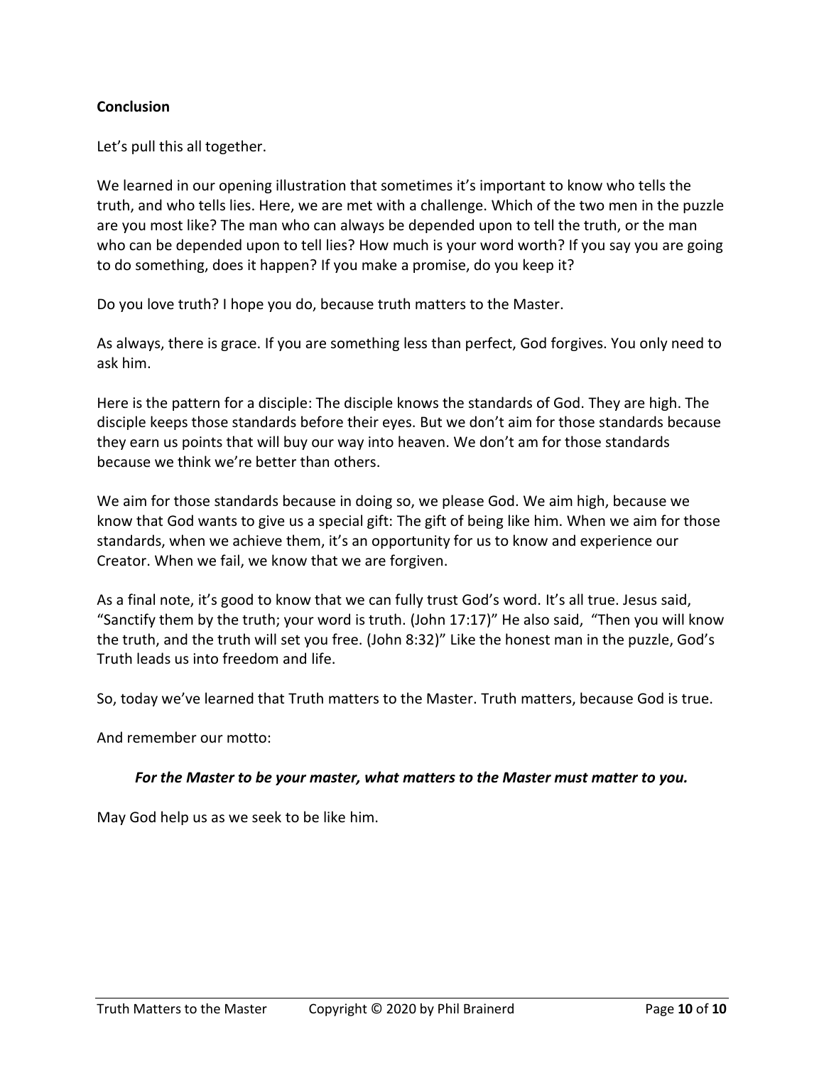**Conclusion**

Let's pull this all together.

We learned in our opening illustration that sometimes it's important to know who tells the truth, and who tells lies. Here, we are met with a challenge. Which of the two men in the puzzle are you most like? The man who can always be depended upon to tell the truth, or the man who can be depended upon to tell lies? How much is your word worth? If you say you are going to do something, does it happen? If you make a promise, do you keep it?

Do you love truth? I hope you do, because truth matters to the Master.

As always, there is grace. If you are something less than perfect, God forgives. You only need to ask him.

Here is the pattern for a disciple: The disciple knows the standards of God. They are high. The disciple keeps those standards before their eyes. But we don't aim for those standards because they earn us points that will buy our way into heaven. We don't am for those standards because we think we're better than others.

We aim for those standards because in doing so, we please God. We aim high, because we know that God wants to give us a special gift: The gift of being like him. When we aim for those standards, when we achieve them, it's an opportunity for us to know and experience our Creator. When we fail, we know that we are forgiven.

As a final note, it's good to know that we can fully trust God's word. It's all true. Jesus said, "Sanctify them by the truth; your word is truth. (John 17:17)" He also said, "Then you will know the truth, and the truth will set you free. (John 8:32)" Like the honest man in the puzzle, God's Truth leads us into freedom and life.

So, today we've learned that Truth matters to the Master. Truth matters, because God is true.

And remember our motto:

***For the Master to be your master, what matters to the Master must matter to you.***

May God help us as we seek to be like him.